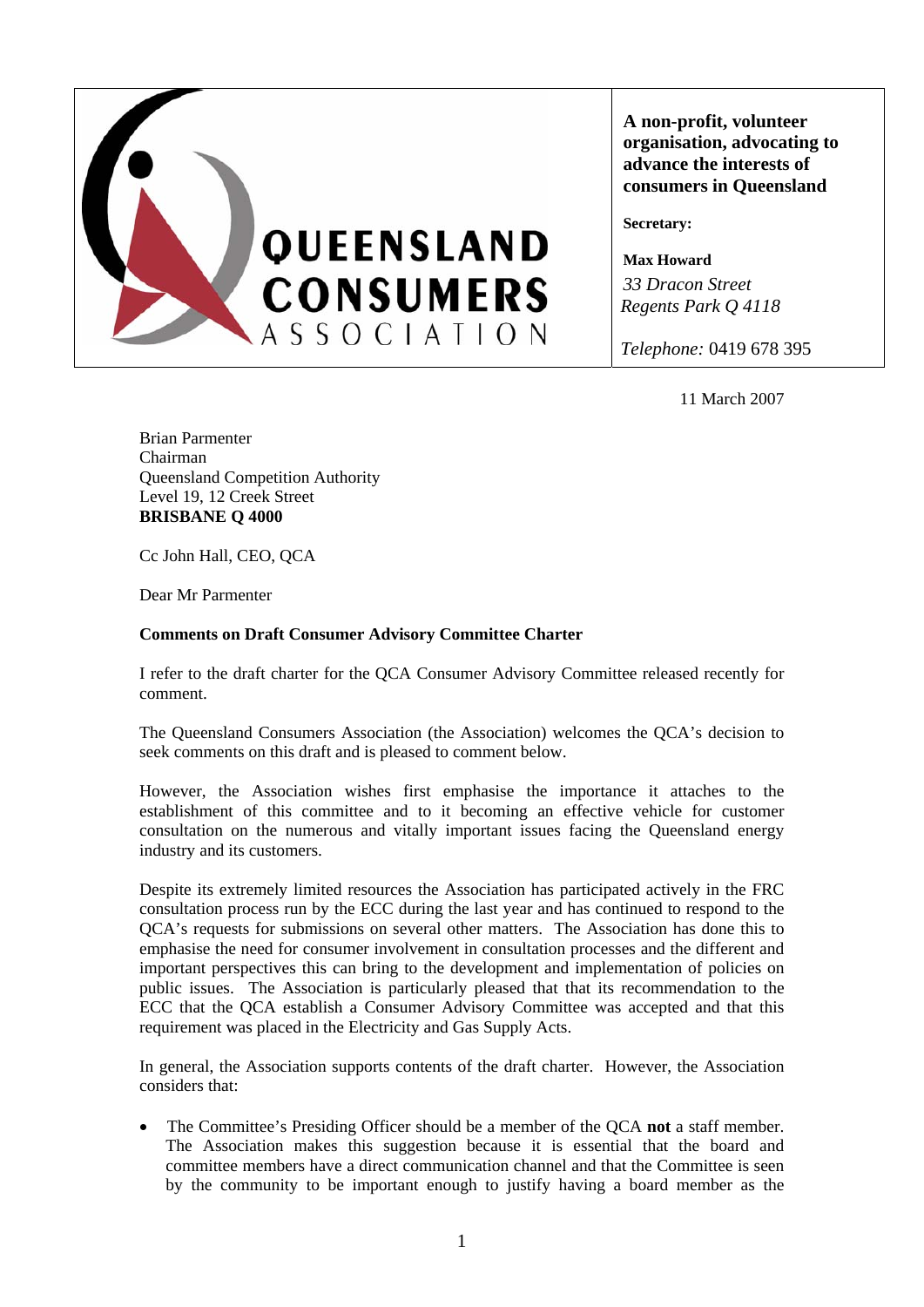**QUEENSLAND CONSUMERS ASSOCIATION**

**A non-profit, volunteer organisation, advocating to advance the interests of consumers in Queensland**

**Secretary:**

**Max Howard**
*33 Dracon Street*
*Regents Park Q 4118*

*Telephone:* 0419 678 395

11 March 2007

Brian Parmenter
Chairman
Queensland Competition Authority
Level 19, 12 Creek Street
**BRISBANE Q 4000**

Cc John Hall, CEO, QCA

Dear Mr Parmenter

**Comments on Draft Consumer Advisory Committee Charter**

I refer to the draft charter for the QCA Consumer Advisory Committee released recently for comment.

The Queensland Consumers Association (the Association) welcomes the QCA's decision to seek comments on this draft and is pleased to comment below.

However, the Association wishes first emphasise the importance it attaches to the establishment of this committee and to it becoming an effective vehicle for customer consultation on the numerous and vitally important issues facing the Queensland energy industry and its customers.

Despite its extremely limited resources the Association has participated actively in the FRC consultation process run by the ECC during the last year and has continued to respond to the QCA's requests for submissions on several other matters. The Association has done this to emphasise the need for consumer involvement in consultation processes and the different and important perspectives this can bring to the development and implementation of policies on public issues. The Association is particularly pleased that that its recommendation to the ECC that the QCA establish a Consumer Advisory Committee was accepted and that this requirement was placed in the Electricity and Gas Supply Acts.

In general, the Association supports contents of the draft charter. However, the Association considers that:

- The Committee's Presiding Officer should be a member of the QCA **not** a staff member. The Association makes this suggestion because it is essential that the board and committee members have a direct communication channel and that the Committee is seen by the community to be important enough to justify having a board member as the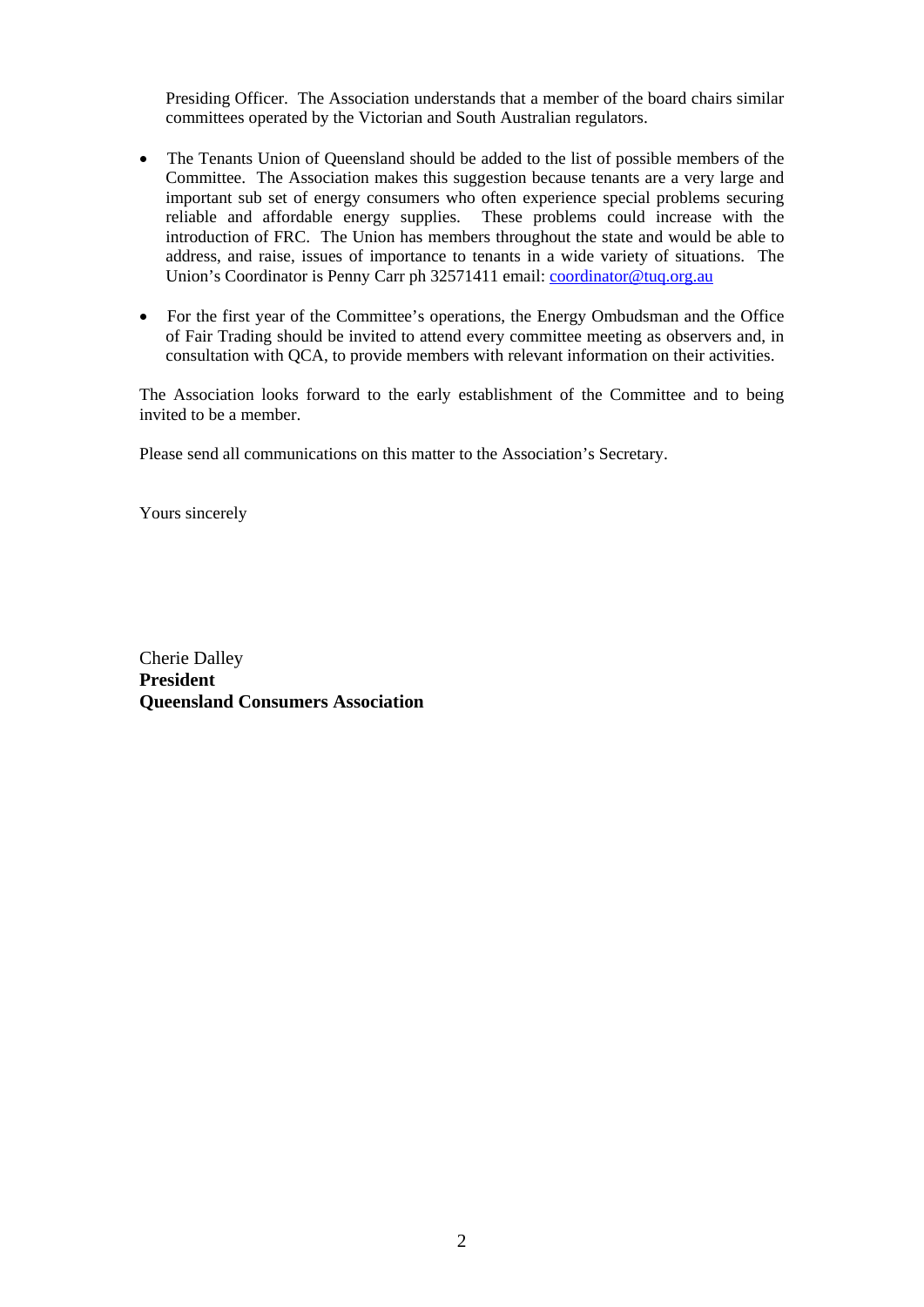Presiding Officer. The Association understands that a member of the board chairs similar committees operated by the Victorian and South Australian regulators.

- The Tenants Union of Queensland should be added to the list of possible members of the Committee. The Association makes this suggestion because tenants are a very large and important sub set of energy consumers who often experience special problems securing reliable and affordable energy supplies. These problems could increase with the introduction of FRC. The Union has members throughout the state and would be able to address, and raise, issues of importance to tenants in a wide variety of situations. The Union's Coordinator is Penny Carr ph 32571411 email: coordinator@tuq.org.au

- For the first year of the Committee's operations, the Energy Ombudsman and the Office of Fair Trading should be invited to attend every committee meeting as observers and, in consultation with QCA, to provide members with relevant information on their activities.

The Association looks forward to the early establishment of the Committee and to being invited to be a member.

Please send all communications on this matter to the Association's Secretary.

Yours sincerely

Cherie Dalley
**President**
**Queensland Consumers Association**